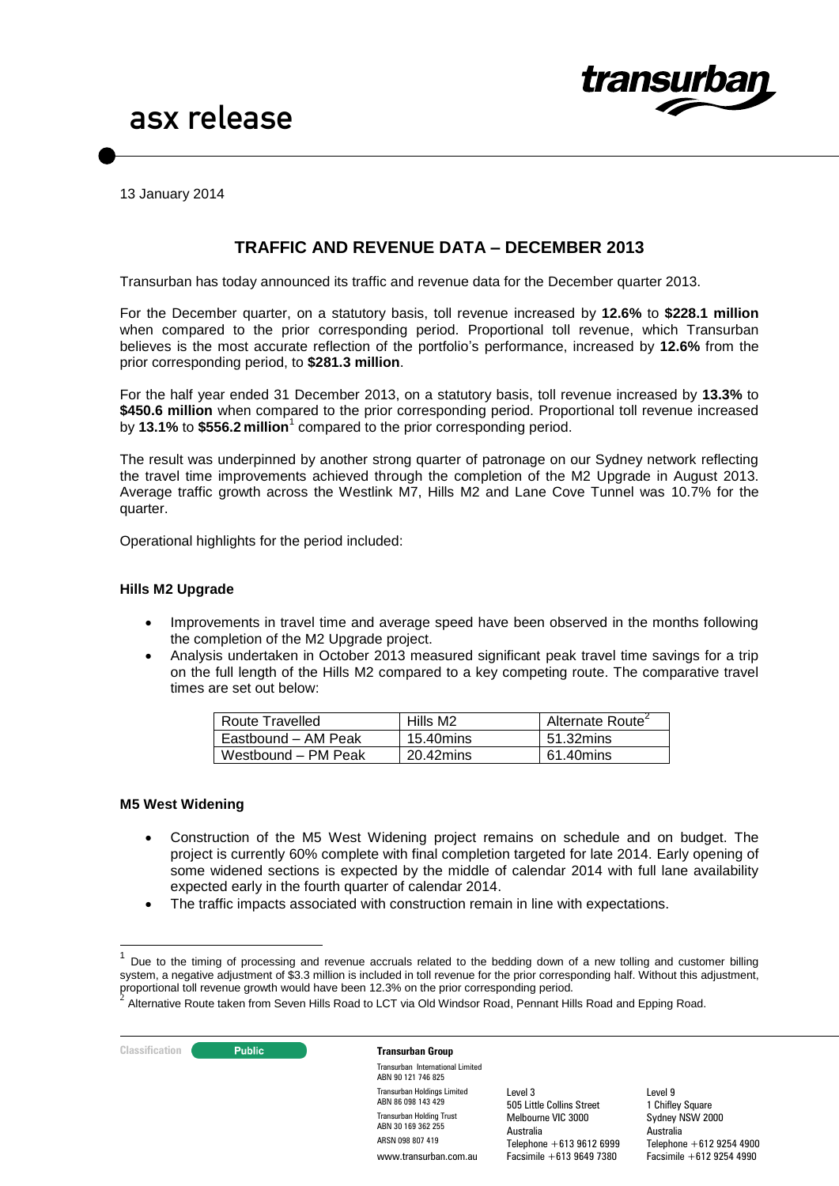# asx release

13 January 2014

## TRAFFIC AND REVENUE DATA – DECEMBER 2013

Transurban has today announced its traffic and revenue data for the December quarter 2013.

For the December quarter, on a statutory basis, toll revenue increased by **12.6%** to **$228.1 million** when compared to the prior corresponding period. Proportional toll revenue, which Transurban believes is the most accurate reflection of the portfolio's performance, increased by **12.6%** from the prior corresponding period, to **$281.3 million**.

For the half year ended 31 December 2013, on a statutory basis, toll revenue increased by **13.3%** to **$450.6 million** when compared to the prior corresponding period. Proportional toll revenue increased by **13.1%** to **$556.2 million**[1] compared to the prior corresponding period.

The result was underpinned by another strong quarter of patronage on our Sydney network reflecting the travel time improvements achieved through the completion of the M2 Upgrade in August 2013. Average traffic growth across the Westlink M7, Hills M2 and Lane Cove Tunnel was 10.7% for the quarter.

Operational highlights for the period included:

### Hills M2 Upgrade

- Improvements in travel time and average speed have been observed in the months following the completion of the M2 Upgrade project.
- Analysis undertaken in October 2013 measured significant peak travel time savings for a trip on the full length of the Hills M2 compared to a key competing route. The comparative travel times are set out below:

| Route Travelled | Hills M2 | Alternate Route[2] |
|---|---|---|
| Eastbound – AM Peak | 15.40mins | 51.32mins |
| Westbound – PM Peak | 20.42mins | 61.40mins |

### M5 West Widening

- Construction of the M5 West Widening project remains on schedule and on budget. The project is currently 60% complete with final completion targeted for late 2014. Early opening of some widened sections is expected by the middle of calendar 2014 with full lane availability expected early in the fourth quarter of calendar 2014.
- The traffic impacts associated with construction remain in line with expectations.

---

[1] Due to the timing of processing and revenue accruals related to the bedding down of a new tolling and customer billing system, a negative adjustment of $3.3 million is included in toll revenue for the prior corresponding half. Without this adjustment, proportional toll revenue growth would have been 12.3% on the prior corresponding period.

[2] Alternative Route taken from Seven Hills Road to LCT via Old Windsor Road, Pennant Hills Road and Epping Road.

Classification: Public

**Transurban Group**

Transurban International Limited ABN 90 121 746 825
Transurban Holdings Limited ABN 86 098 143 429
Transurban Holding Trust ABN 30 169 362 255
ARSN 098 807 419
www.transurban.com.au

Level 3
505 Little Collins Street
Melbourne VIC 3000
Australia
Telephone +613 9612 6999
Facsimile +613 9649 7380

Level 9
1 Chifley Square
Sydney NSW 2000
Australia
Telephone +612 9254 4900
Facsimile +612 9254 4990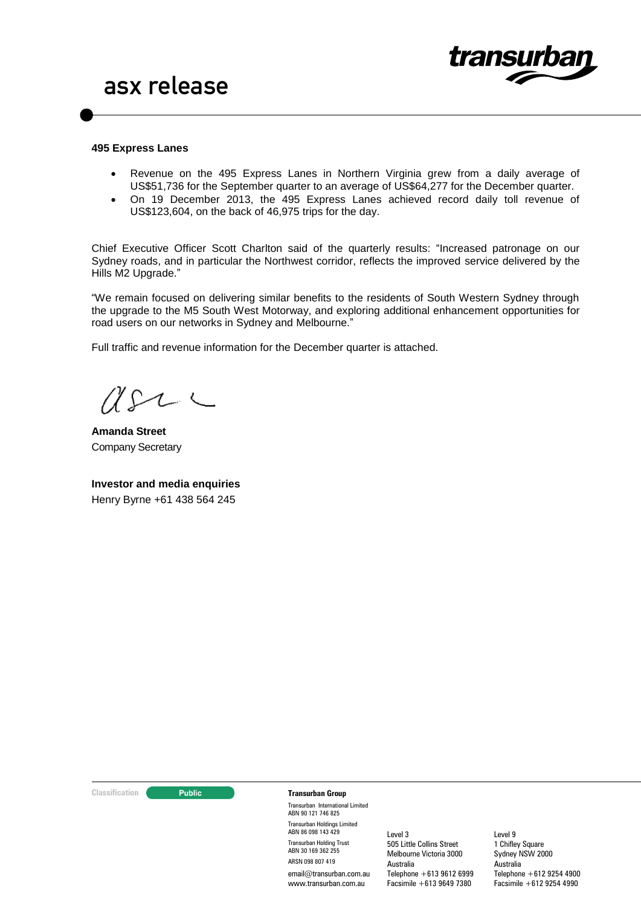**495 Express Lanes**

- Revenue on the 495 Express Lanes in Northern Virginia grew from a daily average of US$51,736 for the September quarter to an average of US$64,277 for the December quarter.
- On 19 December 2013, the 495 Express Lanes achieved record daily toll revenue of US$123,604, on the back of 46,975 trips for the day.

Chief Executive Officer Scott Charlton said of the quarterly results: "Increased patronage on our Sydney roads, and in particular the Northwest corridor, reflects the improved service delivered by the Hills M2 Upgrade."

"We remain focused on delivering similar benefits to the residents of South Western Sydney through the upgrade to the M5 South West Motorway, and exploring additional enhancement opportunities for road users on our networks in Sydney and Melbourne."

Full traffic and revenue information for the December quarter is attached.

**Amanda Street**
Company Secretary

**Investor and media enquiries**
Henry Byrne +61 438 564 245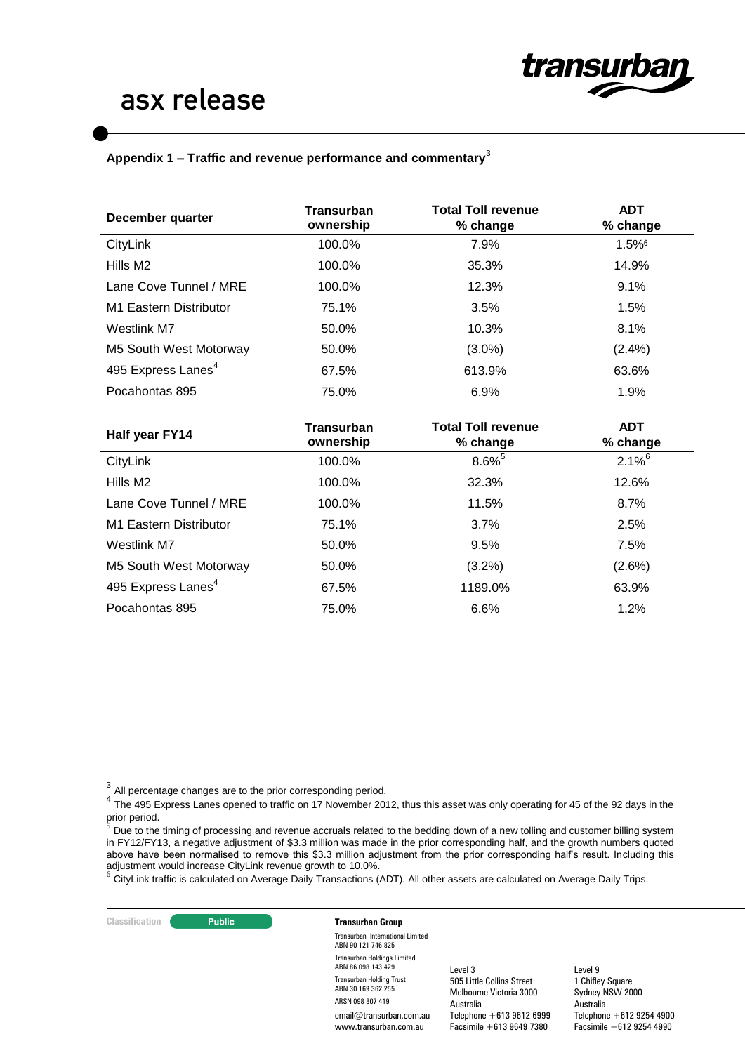**Appendix 1 – Traffic and revenue performance and commentary**[3]

| December quarter | Transurban ownership | Total Toll revenue % change | ADT % change |
|---|---|---|---|
| CityLink | 100.0% | 7.9% | 1.5%[6] |
| Hills M2 | 100.0% | 35.3% | 14.9% |
| Lane Cove Tunnel / MRE | 100.0% | 12.3% | 9.1% |
| M1 Eastern Distributor | 75.1% | 3.5% | 1.5% |
| Westlink M7 | 50.0% | 10.3% | 8.1% |
| M5 South West Motorway | 50.0% | (3.0%) | (2.4%) |
| 495 Express Lanes[4] | 67.5% | 613.9% | 63.6% |
| Pocahontas 895 | 75.0% | 6.9% | 1.9% |

| Half year FY14 | Transurban ownership | Total Toll revenue % change | ADT % change |
|---|---|---|---|
| CityLink | 100.0% | 8.6%[5] | 2.1%[6] |
| Hills M2 | 100.0% | 32.3% | 12.6% |
| Lane Cove Tunnel / MRE | 100.0% | 11.5% | 8.7% |
| M1 Eastern Distributor | 75.1% | 3.7% | 2.5% |
| Westlink M7 | 50.0% | 9.5% | 7.5% |
| M5 South West Motorway | 50.0% | (3.2%) | (2.6%) |
| 495 Express Lanes[4] | 67.5% | 1189.0% | 63.9% |
| Pocahontas 895 | 75.0% | 6.6% | 1.2% |

[3] All percentage changes are to the prior corresponding period.

[4] The 495 Express Lanes opened to traffic on 17 November 2012, thus this asset was only operating for 45 of the 92 days in the prior period.

[5] Due to the timing of processing and revenue accruals related to the bedding down of a new tolling and customer billing system in FY12/FY13, a negative adjustment of $3.3 million was made in the prior corresponding half, and the growth numbers quoted above have been normalised to remove this $3.3 million adjustment from the prior corresponding half's result. Including this adjustment would increase CityLink revenue growth to 10.0%.

[6] CityLink traffic is calculated on Average Daily Transactions (ADT). All other assets are calculated on Average Daily Trips.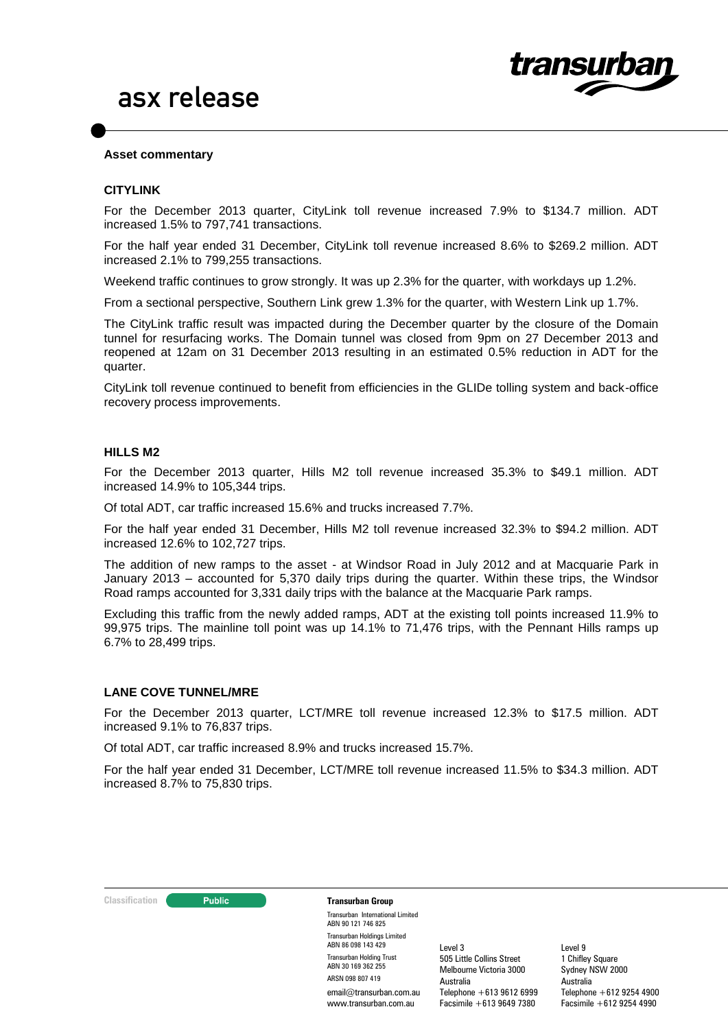## Asset commentary

### CITYLINK

For the December 2013 quarter, CityLink toll revenue increased 7.9% to $134.7 million. ADT increased 1.5% to 797,741 transactions.

For the half year ended 31 December, CityLink toll revenue increased 8.6% to $269.2 million. ADT increased 2.1% to 799,255 transactions.

Weekend traffic continues to grow strongly. It was up 2.3% for the quarter, with workdays up 1.2%.

From a sectional perspective, Southern Link grew 1.3% for the quarter, with Western Link up 1.7%.

The CityLink traffic result was impacted during the December quarter by the closure of the Domain tunnel for resurfacing works. The Domain tunnel was closed from 9pm on 27 December 2013 and reopened at 12am on 31 December 2013 resulting in an estimated 0.5% reduction in ADT for the quarter.

CityLink toll revenue continued to benefit from efficiencies in the GLIDe tolling system and back-office recovery process improvements.

### HILLS M2

For the December 2013 quarter, Hills M2 toll revenue increased 35.3% to $49.1 million. ADT increased 14.9% to 105,344 trips.

Of total ADT, car traffic increased 15.6% and trucks increased 7.7%.

For the half year ended 31 December, Hills M2 toll revenue increased 32.3% to $94.2 million. ADT increased 12.6% to 102,727 trips.

The addition of new ramps to the asset - at Windsor Road in July 2012 and at Macquarie Park in January 2013 – accounted for 5,370 daily trips during the quarter. Within these trips, the Windsor Road ramps accounted for 3,331 daily trips with the balance at the Macquarie Park ramps.

Excluding this traffic from the newly added ramps, ADT at the existing toll points increased 11.9% to 99,975 trips. The mainline toll point was up 14.1% to 71,476 trips, with the Pennant Hills ramps up 6.7% to 28,499 trips.

### LANE COVE TUNNEL/MRE

For the December 2013 quarter, LCT/MRE toll revenue increased 12.3% to $17.5 million. ADT increased 9.1% to 76,837 trips.

Of total ADT, car traffic increased 8.9% and trucks increased 15.7%.

For the half year ended 31 December, LCT/MRE toll revenue increased 11.5% to $34.3 million. ADT increased 8.7% to 75,830 trips.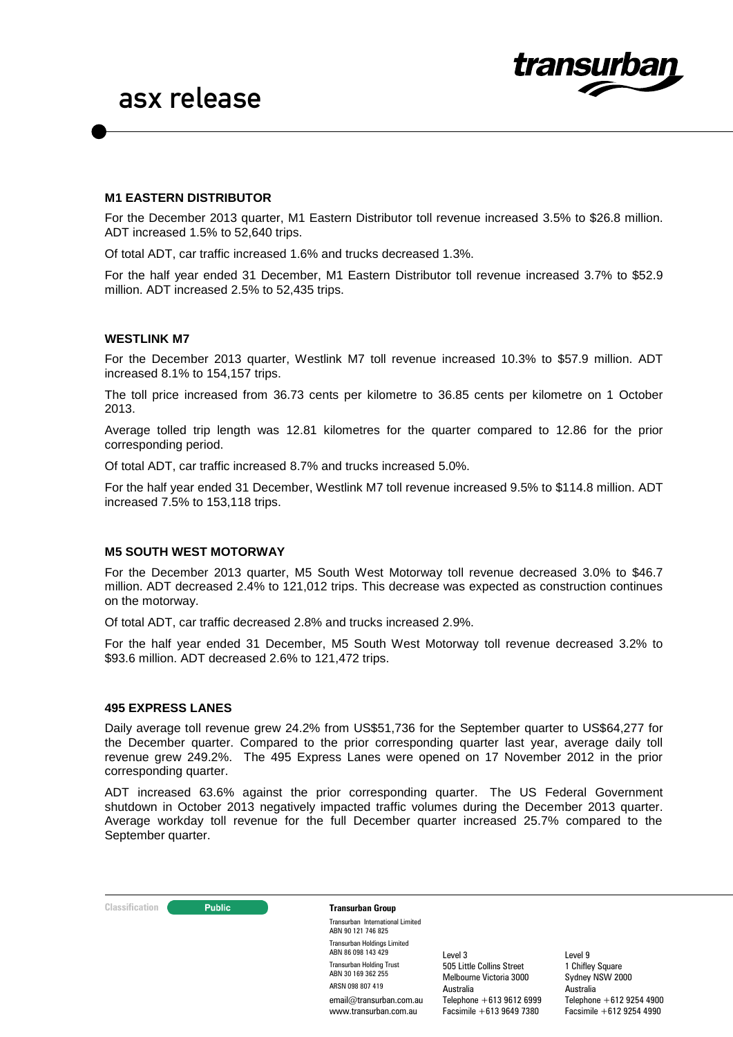## M1 EASTERN DISTRIBUTOR

For the December 2013 quarter, M1 Eastern Distributor toll revenue increased 3.5% to $26.8 million. ADT increased 1.5% to 52,640 trips.

Of total ADT, car traffic increased 1.6% and trucks decreased 1.3%.

For the half year ended 31 December, M1 Eastern Distributor toll revenue increased 3.7% to $52.9 million. ADT increased 2.5% to 52,435 trips.

## WESTLINK M7

For the December 2013 quarter, Westlink M7 toll revenue increased 10.3% to $57.9 million. ADT increased 8.1% to 154,157 trips.

The toll price increased from 36.73 cents per kilometre to 36.85 cents per kilometre on 1 October 2013.

Average tolled trip length was 12.81 kilometres for the quarter compared to 12.86 for the prior corresponding period.

Of total ADT, car traffic increased 8.7% and trucks increased 5.0%.

For the half year ended 31 December, Westlink M7 toll revenue increased 9.5% to $114.8 million. ADT increased 7.5% to 153,118 trips.

## M5 SOUTH WEST MOTORWAY

For the December 2013 quarter, M5 South West Motorway toll revenue decreased 3.0% to $46.7 million. ADT decreased 2.4% to 121,012 trips. This decrease was expected as construction continues on the motorway.

Of total ADT, car traffic decreased 2.8% and trucks increased 2.9%.

For the half year ended 31 December, M5 South West Motorway toll revenue decreased 3.2% to $93.6 million. ADT decreased 2.6% to 121,472 trips.

## 495 EXPRESS LANES

Daily average toll revenue grew 24.2% from US$51,736 for the September quarter to US$64,277 for the December quarter. Compared to the prior corresponding quarter last year, average daily toll revenue grew 249.2%. The 495 Express Lanes were opened on 17 November 2012 in the prior corresponding quarter.

ADT increased 63.6% against the prior corresponding quarter. The US Federal Government shutdown in October 2013 negatively impacted traffic volumes during the December 2013 quarter. Average workday toll revenue for the full December quarter increased 25.7% compared to the September quarter.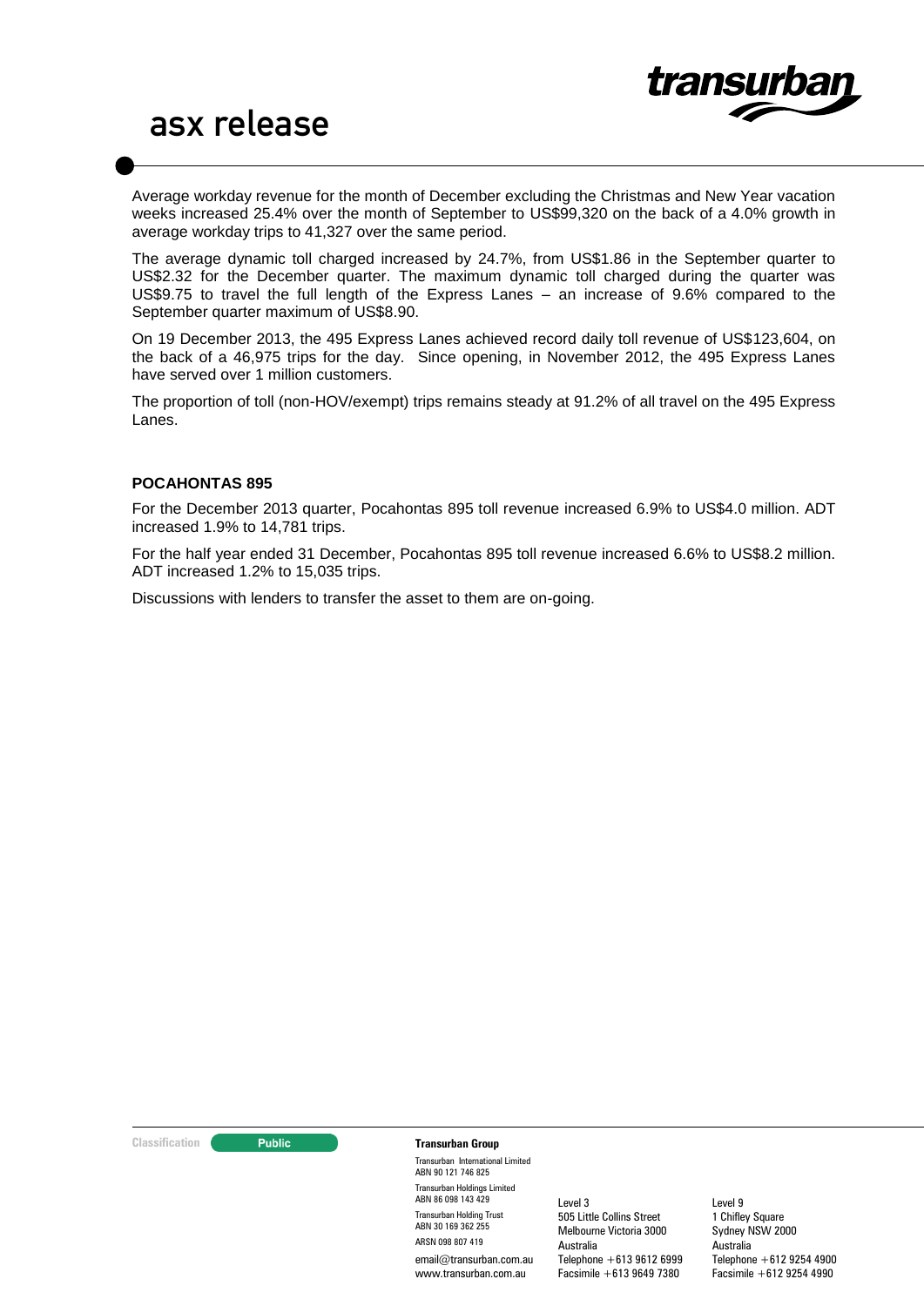Average workday revenue for the month of December excluding the Christmas and New Year vacation weeks increased 25.4% over the month of September to US$99,320 on the back of a 4.0% growth in average workday trips to 41,327 over the same period.

The average dynamic toll charged increased by 24.7%, from US$1.86 in the September quarter to US$2.32 for the December quarter. The maximum dynamic toll charged during the quarter was US$9.75 to travel the full length of the Express Lanes – an increase of 9.6% compared to the September quarter maximum of US$8.90.

On 19 December 2013, the 495 Express Lanes achieved record daily toll revenue of US$123,604, on the back of a 46,975 trips for the day. Since opening, in November 2012, the 495 Express Lanes have served over 1 million customers.

The proportion of toll (non-HOV/exempt) trips remains steady at 91.2% of all travel on the 495 Express Lanes.

**POCAHONTAS 895**

For the December 2013 quarter, Pocahontas 895 toll revenue increased 6.9% to US$4.0 million. ADT increased 1.9% to 14,781 trips.

For the half year ended 31 December, Pocahontas 895 toll revenue increased 6.6% to US$8.2 million. ADT increased 1.2% to 15,035 trips.

Discussions with lenders to transfer the asset to them are on-going.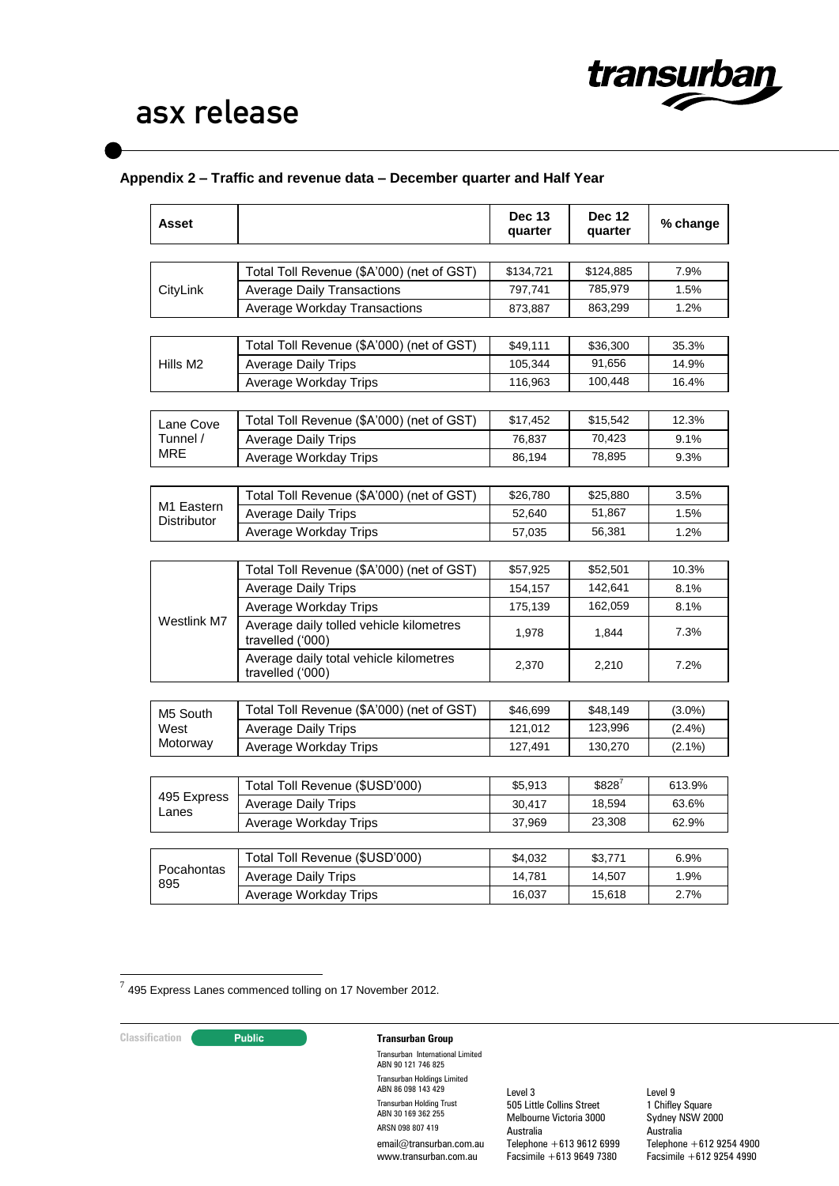## Appendix 2 – Traffic and revenue data – December quarter and Half Year

| Asset | | Dec 13 quarter | Dec 12 quarter | % change |
|---|---|---|---|---|
| CityLink | Total Toll Revenue ($A'000) (net of GST) | $134,721 | $124,885 | 7.9% |
| | Average Daily Transactions | 797,741 | 785,979 | 1.5% |
| | Average Workday Transactions | 873,887 | 863,299 | 1.2% |
| Hills M2 | Total Toll Revenue ($A'000) (net of GST) | $49,111 | $36,300 | 35.3% |
| | Average Daily Trips | 105,344 | 91,656 | 14.9% |
| | Average Workday Trips | 116,963 | 100,448 | 16.4% |
| Lane Cove Tunnel / MRE | Total Toll Revenue ($A'000) (net of GST) | $17,452 | $15,542 | 12.3% |
| | Average Daily Trips | 76,837 | 70,423 | 9.1% |
| | Average Workday Trips | 86,194 | 78,895 | 9.3% |
| M1 Eastern Distributor | Total Toll Revenue ($A'000) (net of GST) | $26,780 | $25,880 | 3.5% |
| | Average Daily Trips | 52,640 | 51,867 | 1.5% |
| | Average Workday Trips | 57,035 | 56,381 | 1.2% |
| Westlink M7 | Total Toll Revenue ($A'000) (net of GST) | $57,925 | $52,501 | 10.3% |
| | Average Daily Trips | 154,157 | 142,641 | 8.1% |
| | Average Workday Trips | 175,139 | 162,059 | 8.1% |
| | Average daily tolled vehicle kilometres travelled ('000) | 1,978 | 1,844 | 7.3% |
| | Average daily total vehicle kilometres travelled ('000) | 2,370 | 2,210 | 7.2% |
| M5 South West Motorway | Total Toll Revenue ($A'000) (net of GST) | $46,699 | $48,149 | (3.0%) |
| | Average Daily Trips | 121,012 | 123,996 | (2.4%) |
| | Average Workday Trips | 127,491 | 130,270 | (2.1%) |
| 495 Express Lanes | Total Toll Revenue ($USD'000) | $5,913 | $828[7] | 613.9% |
| | Average Daily Trips | 30,417 | 18,594 | 63.6% |
| | Average Workday Trips | 37,969 | 23,308 | 62.9% |
| Pocahontas 895 | Total Toll Revenue ($USD'000) | $4,032 | $3,771 | 6.9% |
| | Average Daily Trips | 14,781 | 14,507 | 1.9% |
| | Average Workday Trips | 16,037 | 15,618 | 2.7% |

[7] 495 Express Lanes commenced tolling on 17 November 2012.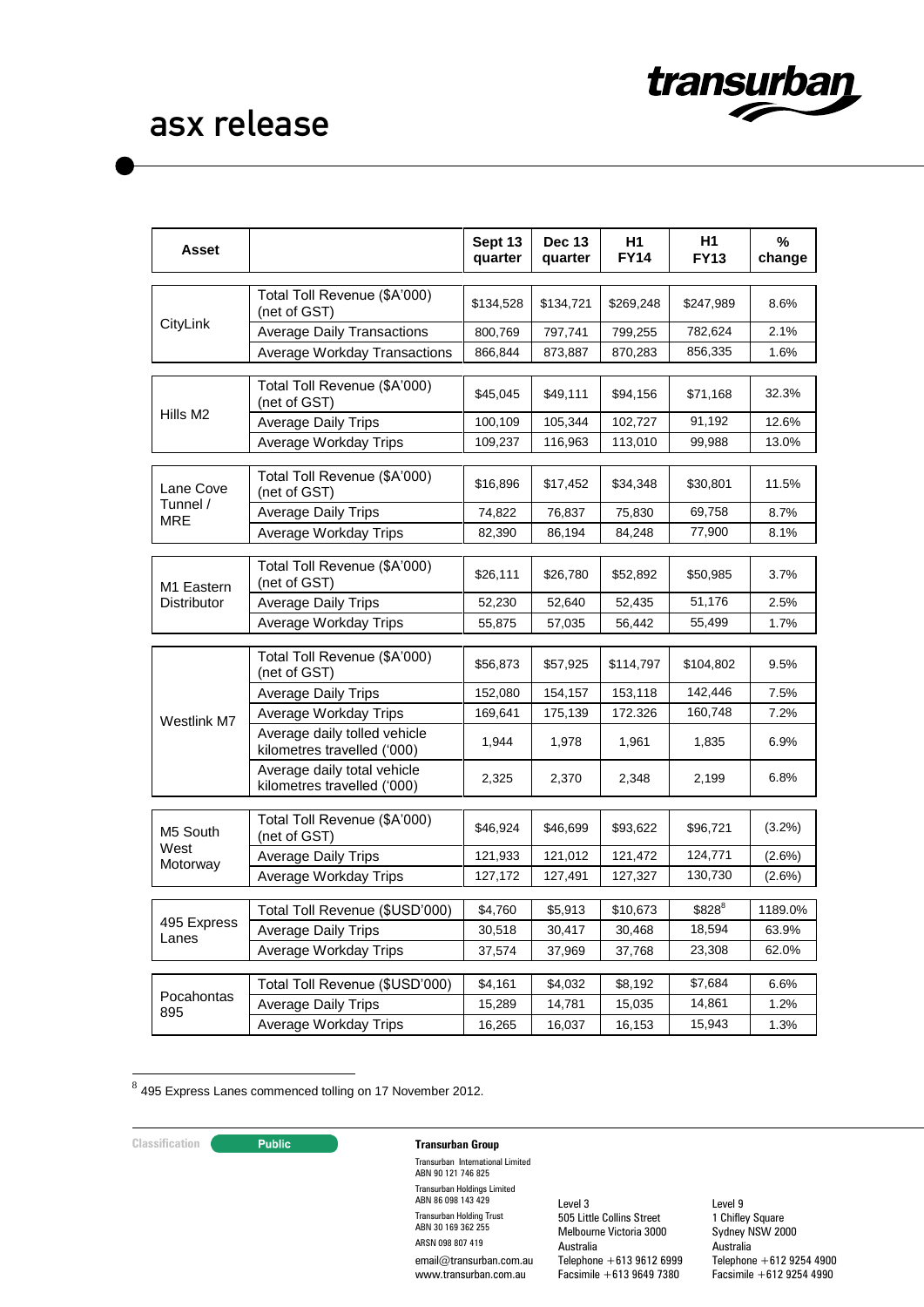| Asset | | Sept 13 quarter | Dec 13 quarter | H1 FY14 | H1 FY13 | % change |
|---|---|---|---|---|---|---|
| CityLink | Total Toll Revenue ($A'000) (net of GST) | $134,528 | $134,721 | $269,248 | $247,989 | 8.6% |
| | Average Daily Transactions | 800,769 | 797,741 | 799,255 | 782,624 | 2.1% |
| | Average Workday Transactions | 866,844 | 873,887 | 870,283 | 856,335 | 1.6% |
| Hills M2 | Total Toll Revenue ($A'000) (net of GST) | $45,045 | $49,111 | $94,156 | $71,168 | 32.3% |
| | Average Daily Trips | 100,109 | 105,344 | 102,727 | 91,192 | 12.6% |
| | Average Workday Trips | 109,237 | 116,963 | 113,010 | 99,988 | 13.0% |
| Lane Cove Tunnel / MRE | Total Toll Revenue ($A'000) (net of GST) | $16,896 | $17,452 | $34,348 | $30,801 | 11.5% |
| | Average Daily Trips | 74,822 | 76,837 | 75,830 | 69,758 | 8.7% |
| | Average Workday Trips | 82,390 | 86,194 | 84,248 | 77,900 | 8.1% |
| M1 Eastern Distributor | Total Toll Revenue ($A'000) (net of GST) | $26,111 | $26,780 | $52,892 | $50,985 | 3.7% |
| | Average Daily Trips | 52,230 | 52,640 | 52,435 | 51,176 | 2.5% |
| | Average Workday Trips | 55,875 | 57,035 | 56,442 | 55,499 | 1.7% |
| Westlink M7 | Total Toll Revenue ($A'000) (net of GST) | $56,873 | $57,925 | $114,797 | $104,802 | 9.5% |
| | Average Daily Trips | 152,080 | 154,157 | 153,118 | 142,446 | 7.5% |
| | Average Workday Trips | 169,641 | 175,139 | 172.326 | 160,748 | 7.2% |
| | Average daily tolled vehicle kilometres travelled ('000) | 1,944 | 1,978 | 1,961 | 1,835 | 6.9% |
| | Average daily total vehicle kilometres travelled ('000) | 2,325 | 2,370 | 2,348 | 2,199 | 6.8% |
| M5 South West Motorway | Total Toll Revenue ($A'000) (net of GST) | $46,924 | $46,699 | $93,622 | $96,721 | (3.2%) |
| | Average Daily Trips | 121,933 | 121,012 | 121,472 | 124,771 | (2.6%) |
| | Average Workday Trips | 127,172 | 127,491 | 127,327 | 130,730 | (2.6%) |
| 495 Express Lanes | Total Toll Revenue ($USD'000) | $4,760 | $5,913 | $10,673 | $828[8] | 1189.0% |
| | Average Daily Trips | 30,518 | 30,417 | 30,468 | 18,594 | 63.9% |
| | Average Workday Trips | 37,574 | 37,969 | 37,768 | 23,308 | 62.0% |
| Pocahontas 895 | Total Toll Revenue ($USD'000) | $4,161 | $4,032 | $8,192 | $7,684 | 6.6% |
| | Average Daily Trips | 15,289 | 14,781 | 15,035 | 14,861 | 1.2% |
| | Average Workday Trips | 16,265 | 16,037 | 16,153 | 15,943 | 1.3% |

[8] 495 Express Lanes commenced tolling on 17 November 2012.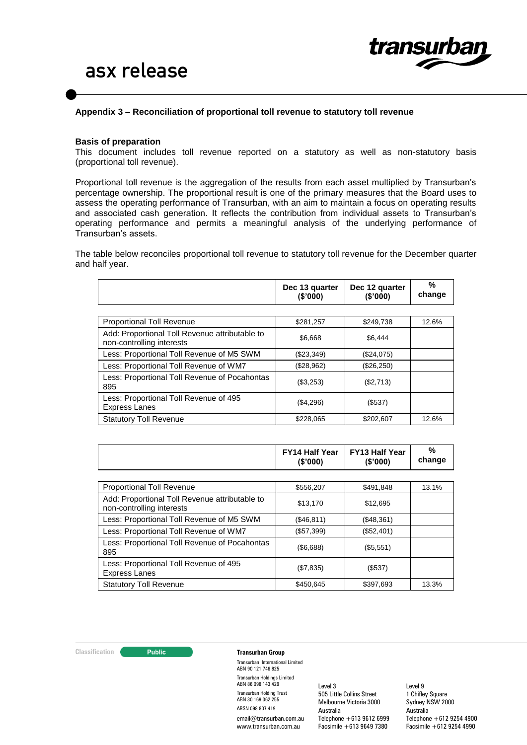## Appendix 3 – Reconciliation of proportional toll revenue to statutory toll revenue

**Basis of preparation**

This document includes toll revenue reported on a statutory as well as non-statutory basis (proportional toll revenue).

Proportional toll revenue is the aggregation of the results from each asset multiplied by Transurban's percentage ownership. The proportional result is one of the primary measures that the Board uses to assess the operating performance of Transurban, with an aim to maintain a focus on operating results and associated cash generation. It reflects the contribution from individual assets to Transurban's operating performance and permits a meaningful analysis of the underlying performance of Transurban's assets.

The table below reconciles proportional toll revenue to statutory toll revenue for the December quarter and half year.

| | Dec 13 quarter ($'000) | Dec 12 quarter ($'000) | % change |
|---|---|---|---|
| Proportional Toll Revenue | $281,257 | $249,738 | 12.6% |
| Add: Proportional Toll Revenue attributable to non-controlling interests | $6,668 | $6,444 | |
| Less: Proportional Toll Revenue of M5 SWM | ($23,349) | ($24,075) | |
| Less: Proportional Toll Revenue of WM7 | ($28,962) | ($26,250) | |
| Less: Proportional Toll Revenue of Pocahontas 895 | ($3,253) | ($2,713) | |
| Less: Proportional Toll Revenue of 495 Express Lanes | ($4,296) | ($537) | |
| Statutory Toll Revenue | $228,065 | $202,607 | 12.6% |

| | FY14 Half Year ($'000) | FY13 Half Year ($'000) | % change |
|---|---|---|---|
| Proportional Toll Revenue | $556,207 | $491,848 | 13.1% |
| Add: Proportional Toll Revenue attributable to non-controlling interests | $13,170 | $12,695 | |
| Less: Proportional Toll Revenue of M5 SWM | ($46,811) | ($48,361) | |
| Less: Proportional Toll Revenue of WM7 | ($57,399) | ($52,401) | |
| Less: Proportional Toll Revenue of Pocahontas 895 | ($6,688) | ($5,551) | |
| Less: Proportional Toll Revenue of 495 Express Lanes | ($7,835) | ($537) | |
| Statutory Toll Revenue | $450,645 | $397,693 | 13.3% |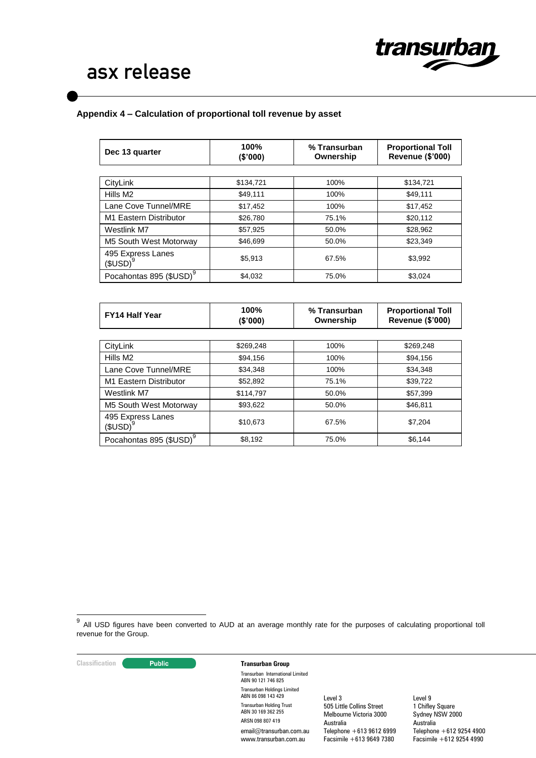## Appendix 4 – Calculation of proportional toll revenue by asset

| Dec 13 quarter | 100% ($'000) | % Transurban Ownership | Proportional Toll Revenue ($'000) |
|---|---|---|---|
| CityLink | $134,721 | 100% | $134,721 |
| Hills M2 | $49,111 | 100% | $49,111 |
| Lane Cove Tunnel/MRE | $17,452 | 100% | $17,452 |
| M1 Eastern Distributor | $26,780 | 75.1% | $20,112 |
| Westlink M7 | $57,925 | 50.0% | $28,962 |
| M5 South West Motorway | $46,699 | 50.0% | $23,349 |
| 495 Express Lanes ($USD)[9] | $5,913 | 67.5% | $3,992 |
| Pocahontas 895 ($USD)[9] | $4,032 | 75.0% | $3,024 |

| FY14 Half Year | 100% ($'000) | % Transurban Ownership | Proportional Toll Revenue ($'000) |
|---|---|---|---|
| CityLink | $269,248 | 100% | $269,248 |
| Hills M2 | $94,156 | 100% | $94,156 |
| Lane Cove Tunnel/MRE | $34,348 | 100% | $34,348 |
| M1 Eastern Distributor | $52,892 | 75.1% | $39,722 |
| Westlink M7 | $114,797 | 50.0% | $57,399 |
| M5 South West Motorway | $93,622 | 50.0% | $46,811 |
| 495 Express Lanes ($USD)[9] | $10,673 | 67.5% | $7,204 |
| Pocahontas 895 ($USD)[9] | $8,192 | 75.0% | $6,144 |

[9] All USD figures have been converted to AUD at an average monthly rate for the purposes of calculating proportional toll revenue for the Group.